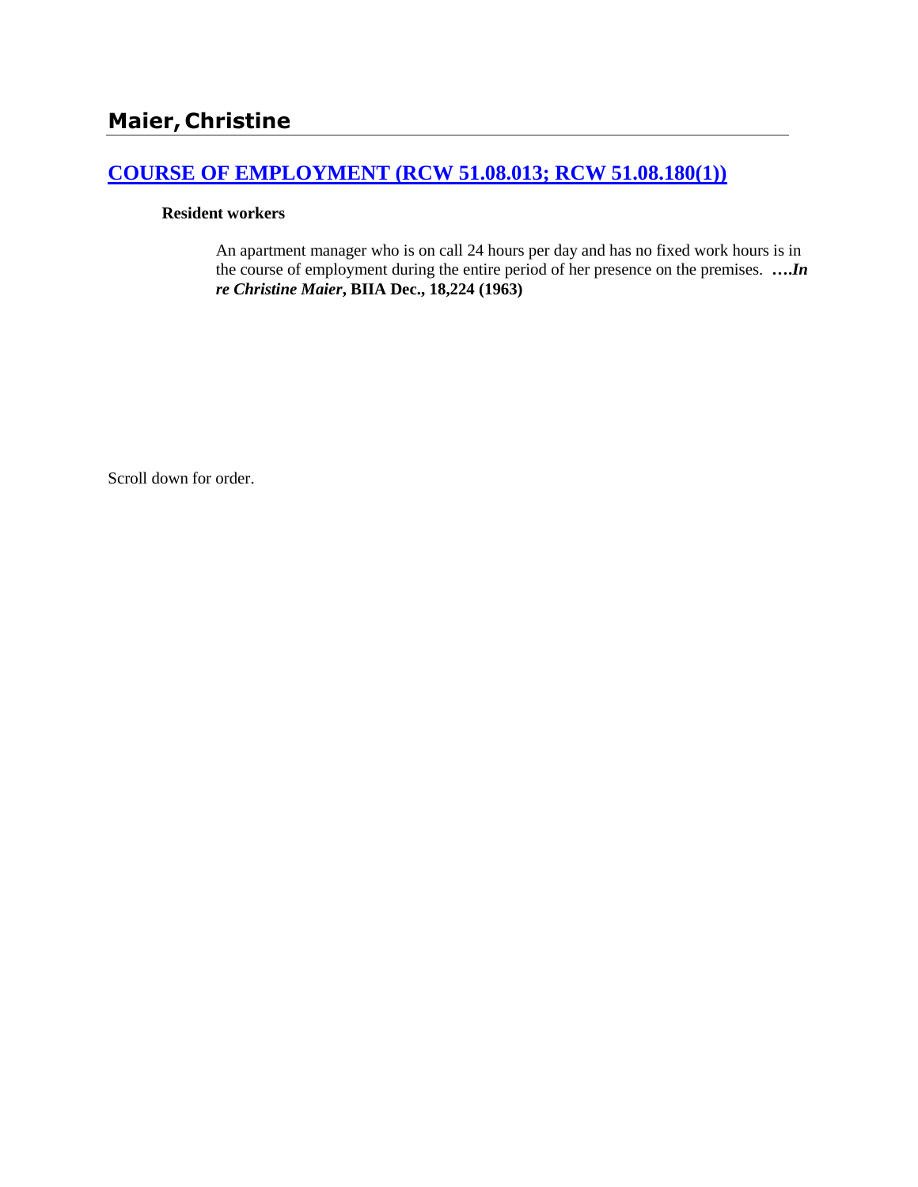## Maier, Christine

### [COURSE OF EMPLOYMENT (RCW 51.08.013; RCW 51.08.180(1))]

**Resident workers**

An apartment manager who is on call 24 hours per day and has no fixed work hours is in the course of employment during the entire period of her presence on the premises. ***….In re Christine Maier*, BIIA Dec., 18,224 (1963)**

Scroll down for order.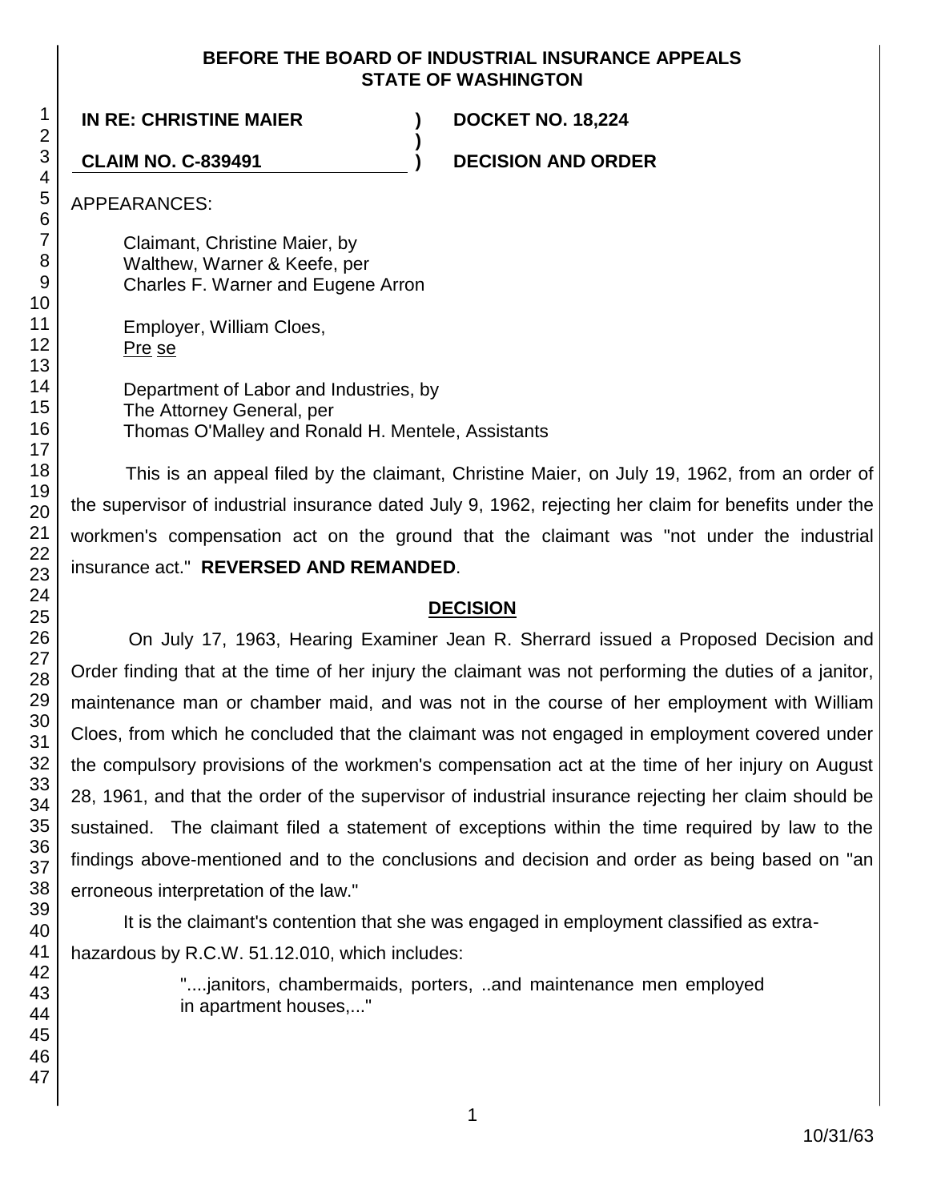**BEFORE THE BOARD OF INDUSTRIAL INSURANCE APPEALS**
**STATE OF WASHINGTON**

| | | |
|---|---|---|
| **IN RE: CHRISTINE MAIER** | **)** | **DOCKET NO. 18,224** |
| | **)** | |
| **CLAIM NO. C-839491** | **)** | **DECISION AND ORDER** |

APPEARANCES:

Claimant, Christine Maier, by
Walthew, Warner & Keefe, per
Charles F. Warner and Eugene Arron

Employer, William Cloes,
Pre se

Department of Labor and Industries, by
The Attorney General, per
Thomas O'Malley and Ronald H. Mentele, Assistants

This is an appeal filed by the claimant, Christine Maier, on July 19, 1962, from an order of the supervisor of industrial insurance dated July 9, 1962, rejecting her claim for benefits under the workmen's compensation act on the ground that the claimant was "not under the industrial insurance act." **REVERSED AND REMANDED**.

## DECISION

On July 17, 1963, Hearing Examiner Jean R. Sherrard issued a Proposed Decision and Order finding that at the time of her injury the claimant was not performing the duties of a janitor, maintenance man or chamber maid, and was not in the course of her employment with William Cloes, from which he concluded that the claimant was not engaged in employment covered under the compulsory provisions of the workmen's compensation act at the time of her injury on August 28, 1961, and that the order of the supervisor of industrial insurance rejecting her claim should be sustained. The claimant filed a statement of exceptions within the time required by law to the findings above-mentioned and to the conclusions and decision and order as being based on "an erroneous interpretation of the law."

It is the claimant's contention that she was engaged in employment classified as extra-hazardous by R.C.W. 51.12.010, which includes:

> "....janitors, chambermaids, porters, ..and maintenance men employed in apartment houses,..."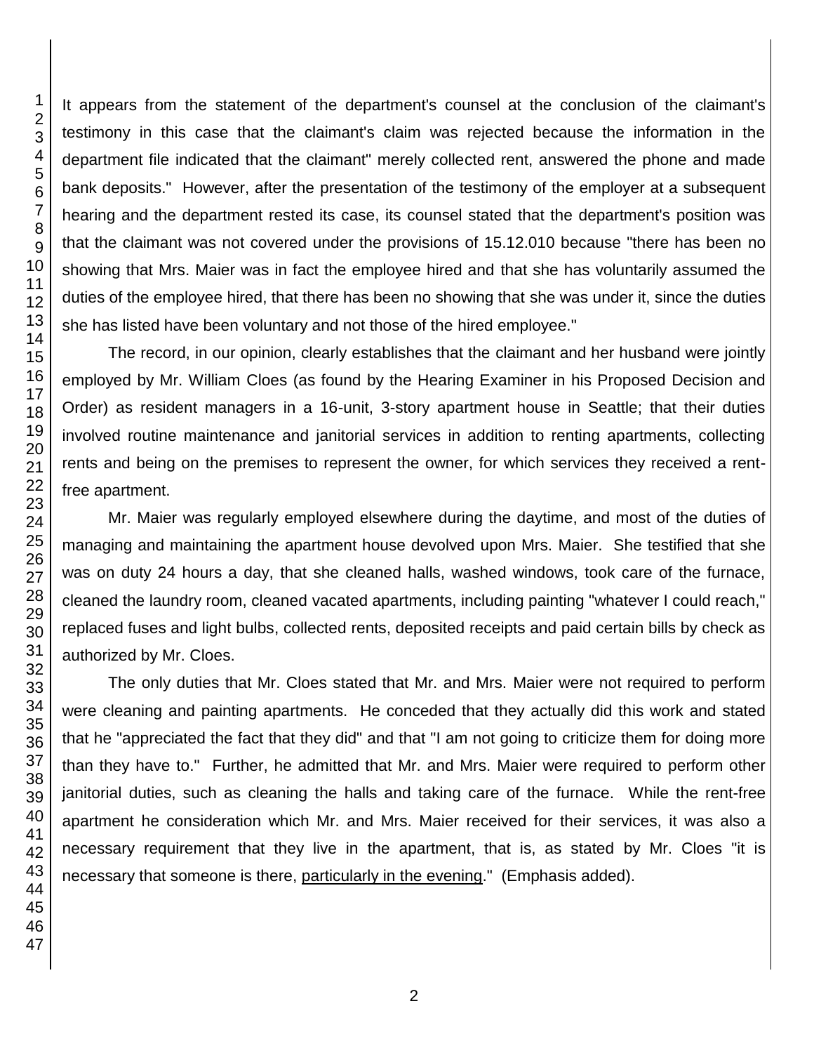It appears from the statement of the department's counsel at the conclusion of the claimant's testimony in this case that the claimant's claim was rejected because the information in the department file indicated that the claimant" merely collected rent, answered the phone and made bank deposits." However, after the presentation of the testimony of the employer at a subsequent hearing and the department rested its case, its counsel stated that the department's position was that the claimant was not covered under the provisions of 15.12.010 because "there has been no showing that Mrs. Maier was in fact the employee hired and that she has voluntarily assumed the duties of the employee hired, that there has been no showing that she was under it, since the duties she has listed have been voluntary and not those of the hired employee."

The record, in our opinion, clearly establishes that the claimant and her husband were jointly employed by Mr. William Cloes (as found by the Hearing Examiner in his Proposed Decision and Order) as resident managers in a 16-unit, 3-story apartment house in Seattle; that their duties involved routine maintenance and janitorial services in addition to renting apartments, collecting rents and being on the premises to represent the owner, for which services they received a rent-free apartment.

Mr. Maier was regularly employed elsewhere during the daytime, and most of the duties of managing and maintaining the apartment house devolved upon Mrs. Maier. She testified that she was on duty 24 hours a day, that she cleaned halls, washed windows, took care of the furnace, cleaned the laundry room, cleaned vacated apartments, including painting "whatever I could reach," replaced fuses and light bulbs, collected rents, deposited receipts and paid certain bills by check as authorized by Mr. Cloes.

The only duties that Mr. Cloes stated that Mr. and Mrs. Maier were not required to perform were cleaning and painting apartments. He conceded that they actually did this work and stated that he "appreciated the fact that they did" and that "I am not going to criticize them for doing more than they have to." Further, he admitted that Mr. and Mrs. Maier were required to perform other janitorial duties, such as cleaning the halls and taking care of the furnace. While the rent-free apartment he consideration which Mr. and Mrs. Maier received for their services, it was also a necessary requirement that they live in the apartment, that is, as stated by Mr. Cloes "it is necessary that someone is there, particularly in the evening." (Emphasis added).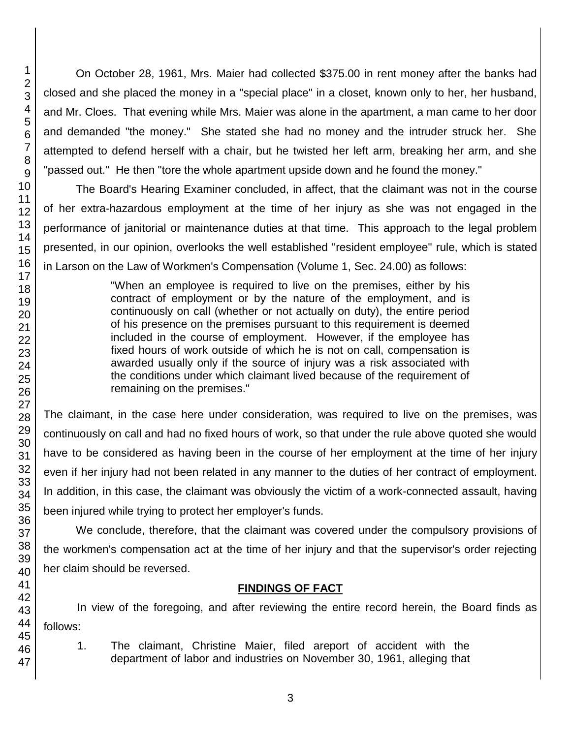On October 28, 1961, Mrs. Maier had collected $375.00 in rent money after the banks had closed and she placed the money in a "special place" in a closet, known only to her, her husband, and Mr. Cloes. That evening while Mrs. Maier was alone in the apartment, a man came to her door and demanded "the money." She stated she had no money and the intruder struck her. She attempted to defend herself with a chair, but he twisted her left arm, breaking her arm, and she "passed out." He then "tore the whole apartment upside down and he found the money."

The Board's Hearing Examiner concluded, in affect, that the claimant was not in the course of her extra-hazardous employment at the time of her injury as she was not engaged in the performance of janitorial or maintenance duties at that time. This approach to the legal problem presented, in our opinion, overlooks the well established "resident employee" rule, which is stated in Larson on the Law of Workmen's Compensation (Volume 1, Sec. 24.00) as follows:

> "When an employee is required to live on the premises, either by his contract of employment or by the nature of the employment, and is continuously on call (whether or not actually on duty), the entire period of his presence on the premises pursuant to this requirement is deemed included in the course of employment. However, if the employee has fixed hours of work outside of which he is not on call, compensation is awarded usually only if the source of injury was a risk associated with the conditions under which claimant lived because of the requirement of remaining on the premises."

The claimant, in the case here under consideration, was required to live on the premises, was continuously on call and had no fixed hours of work, so that under the rule above quoted she would have to be considered as having been in the course of her employment at the time of her injury even if her injury had not been related in any manner to the duties of her contract of employment. In addition, in this case, the claimant was obviously the victim of a work-connected assault, having been injured while trying to protect her employer's funds.

We conclude, therefore, that the claimant was covered under the compulsory provisions of the workmen's compensation act at the time of her injury and that the supervisor's order rejecting her claim should be reversed.

## FINDINGS OF FACT

In view of the foregoing, and after reviewing the entire record herein, the Board finds as follows:

1. The claimant, Christine Maier, filed areport of accident with the department of labor and industries on November 30, 1961, alleging that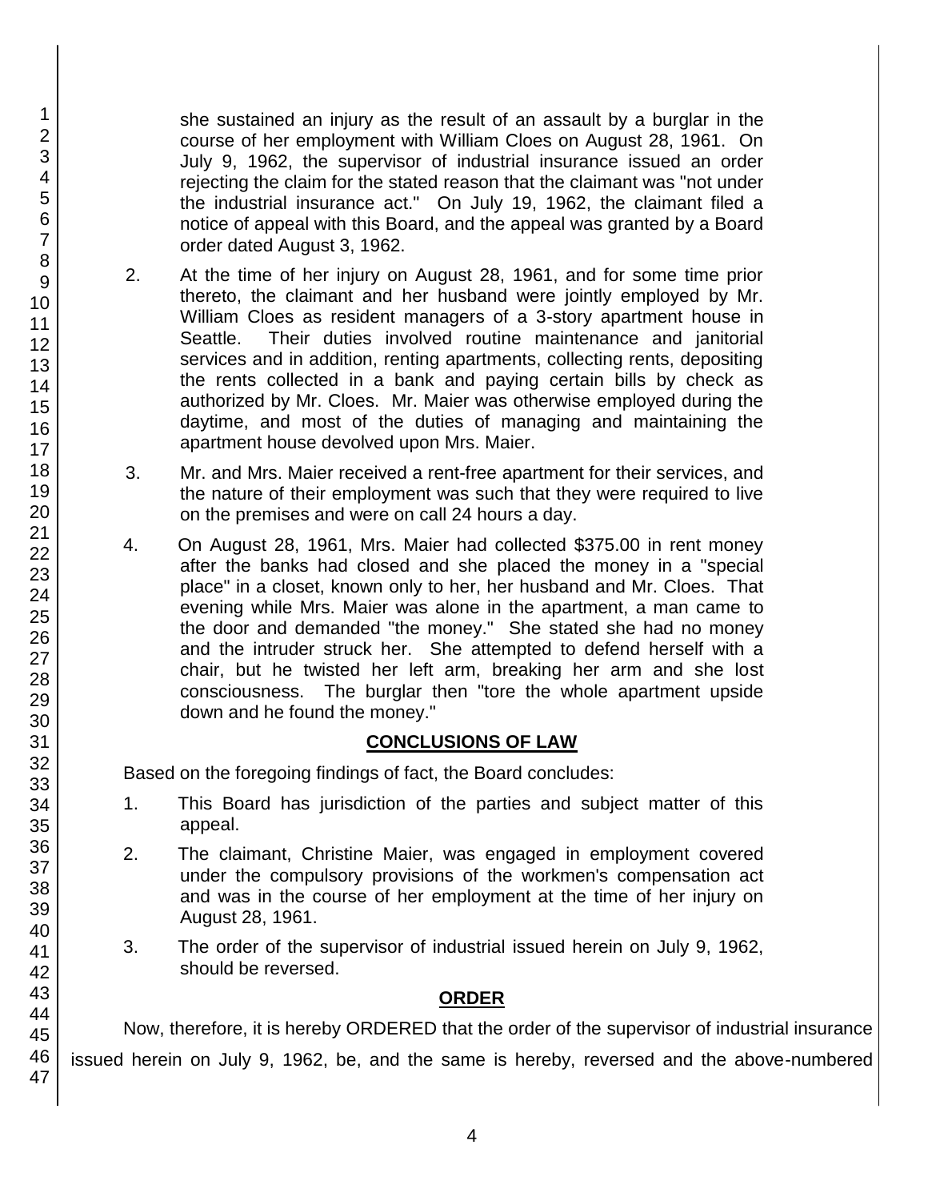she sustained an injury as the result of an assault by a burglar in the course of her employment with William Cloes on August 28, 1961. On July 9, 1962, the supervisor of industrial insurance issued an order rejecting the claim for the stated reason that the claimant was "not under the industrial insurance act." On July 19, 1962, the claimant filed a notice of appeal with this Board, and the appeal was granted by a Board order dated August 3, 1962.

2. At the time of her injury on August 28, 1961, and for some time prior thereto, the claimant and her husband were jointly employed by Mr. William Cloes as resident managers of a 3-story apartment house in Seattle. Their duties involved routine maintenance and janitorial services and in addition, renting apartments, collecting rents, depositing the rents collected in a bank and paying certain bills by check as authorized by Mr. Cloes. Mr. Maier was otherwise employed during the daytime, and most of the duties of managing and maintaining the apartment house devolved upon Mrs. Maier.

3. Mr. and Mrs. Maier received a rent-free apartment for their services, and the nature of their employment was such that they were required to live on the premises and were on call 24 hours a day.

4. On August 28, 1961, Mrs. Maier had collected $375.00 in rent money after the banks had closed and she placed the money in a "special place" in a closet, known only to her, her husband and Mr. Cloes. That evening while Mrs. Maier was alone in the apartment, a man came to the door and demanded "the money." She stated she had no money and the intruder struck her. She attempted to defend herself with a chair, but he twisted her left arm, breaking her arm and she lost consciousness. The burglar then "tore the whole apartment upside down and he found the money."

## CONCLUSIONS OF LAW

Based on the foregoing findings of fact, the Board concludes:

1. This Board has jurisdiction of the parties and subject matter of this appeal.

2. The claimant, Christine Maier, was engaged in employment covered under the compulsory provisions of the workmen's compensation act and was in the course of her employment at the time of her injury on August 28, 1961.

3. The order of the supervisor of industrial issued herein on July 9, 1962, should be reversed.

## ORDER

Now, therefore, it is hereby ORDERED that the order of the supervisor of industrial insurance issued herein on July 9, 1962, be, and the same is hereby, reversed and the above-numbered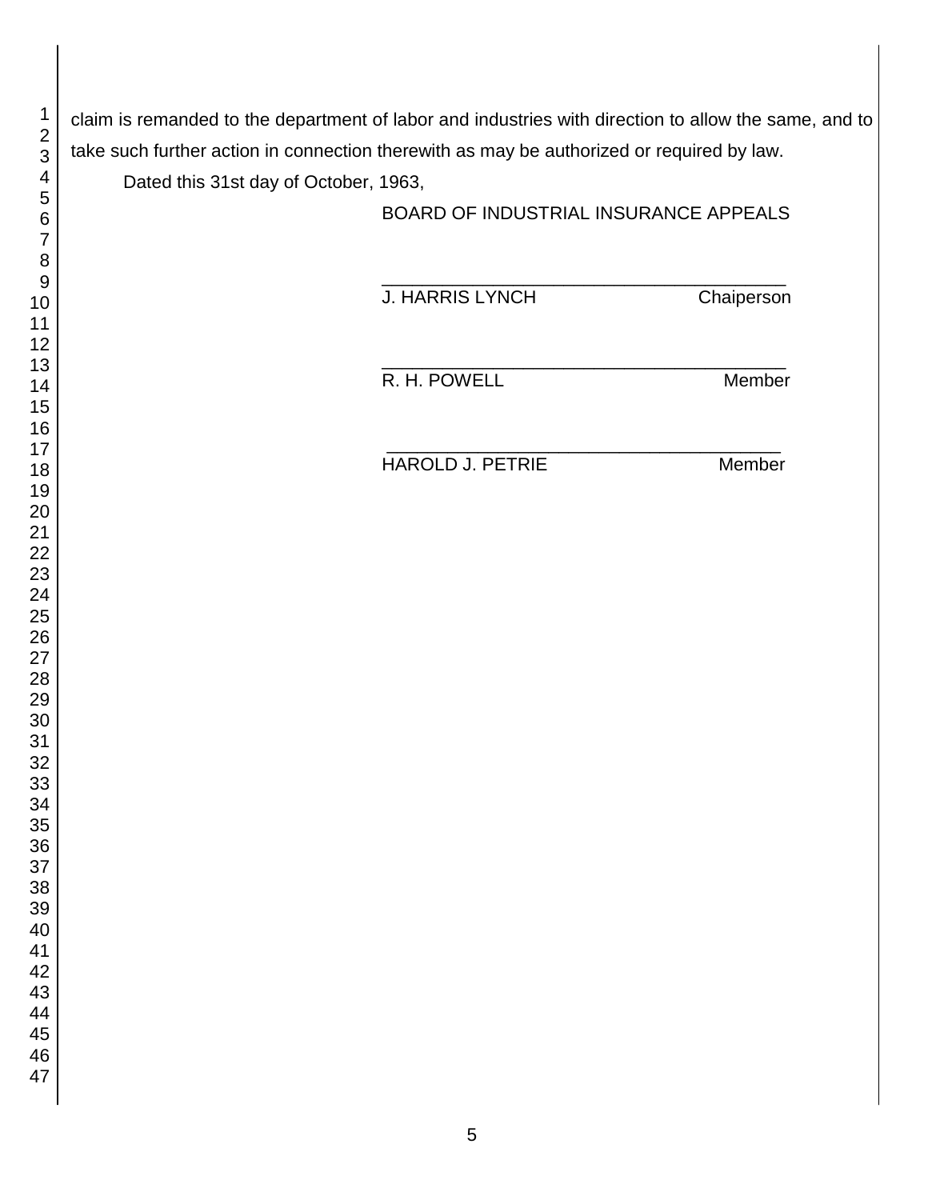claim is remanded to the department of labor and industries with direction to allow the same, and to take such further action in connection therewith as may be authorized or required by law.

Dated this 31st day of October, 1963,

BOARD OF INDUSTRIAL INSURANCE APPEALS

\_\_\_\_\_\_\_\_\_\_\_\_\_\_\_\_\_\_\_\_\_\_\_\_\_\_\_\_\_\_\_\_\_\_\_\_\_\_\_\_
J. HARRIS LYNCH Chaiperson

\_\_\_\_\_\_\_\_\_\_\_\_\_\_\_\_\_\_\_\_\_\_\_\_\_\_\_\_\_\_\_\_\_\_\_\_\_\_\_\_
R. H. POWELL Member

\_\_\_\_\_\_\_\_\_\_\_\_\_\_\_\_\_\_\_\_\_\_\_\_\_\_\_\_\_\_\_\_\_\_\_\_\_\_\_\_
HAROLD J. PETRIE Member